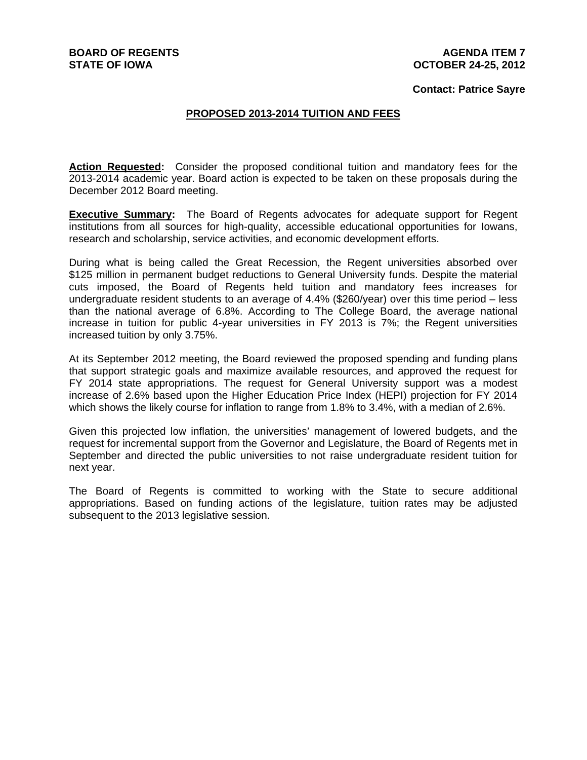**BOARD OF REGENTS**
**STATE OF IOWA**

**AGENDA ITEM 7**
**OCTOBER 24-25, 2012**

**Contact: Patrice Sayre**

## PROPOSED 2013-2014 TUITION AND FEES

**Action Requested:** Consider the proposed conditional tuition and mandatory fees for the 2013-2014 academic year. Board action is expected to be taken on these proposals during the December 2012 Board meeting.

**Executive Summary:** The Board of Regents advocates for adequate support for Regent institutions from all sources for high-quality, accessible educational opportunities for Iowans, research and scholarship, service activities, and economic development efforts.

During what is being called the Great Recession, the Regent universities absorbed over $125 million in permanent budget reductions to General University funds. Despite the material cuts imposed, the Board of Regents held tuition and mandatory fees increases for undergraduate resident students to an average of 4.4% ($260/year) over this time period – less than the national average of 6.8%. According to The College Board, the average national increase in tuition for public 4-year universities in FY 2013 is 7%; the Regent universities increased tuition by only 3.75%.

At its September 2012 meeting, the Board reviewed the proposed spending and funding plans that support strategic goals and maximize available resources, and approved the request for FY 2014 state appropriations. The request for General University support was a modest increase of 2.6% based upon the Higher Education Price Index (HEPI) projection for FY 2014 which shows the likely course for inflation to range from 1.8% to 3.4%, with a median of 2.6%.

Given this projected low inflation, the universities' management of lowered budgets, and the request for incremental support from the Governor and Legislature, the Board of Regents met in September and directed the public universities to not raise undergraduate resident tuition for next year.

The Board of Regents is committed to working with the State to secure additional appropriations. Based on funding actions of the legislature, tuition rates may be adjusted subsequent to the 2013 legislative session.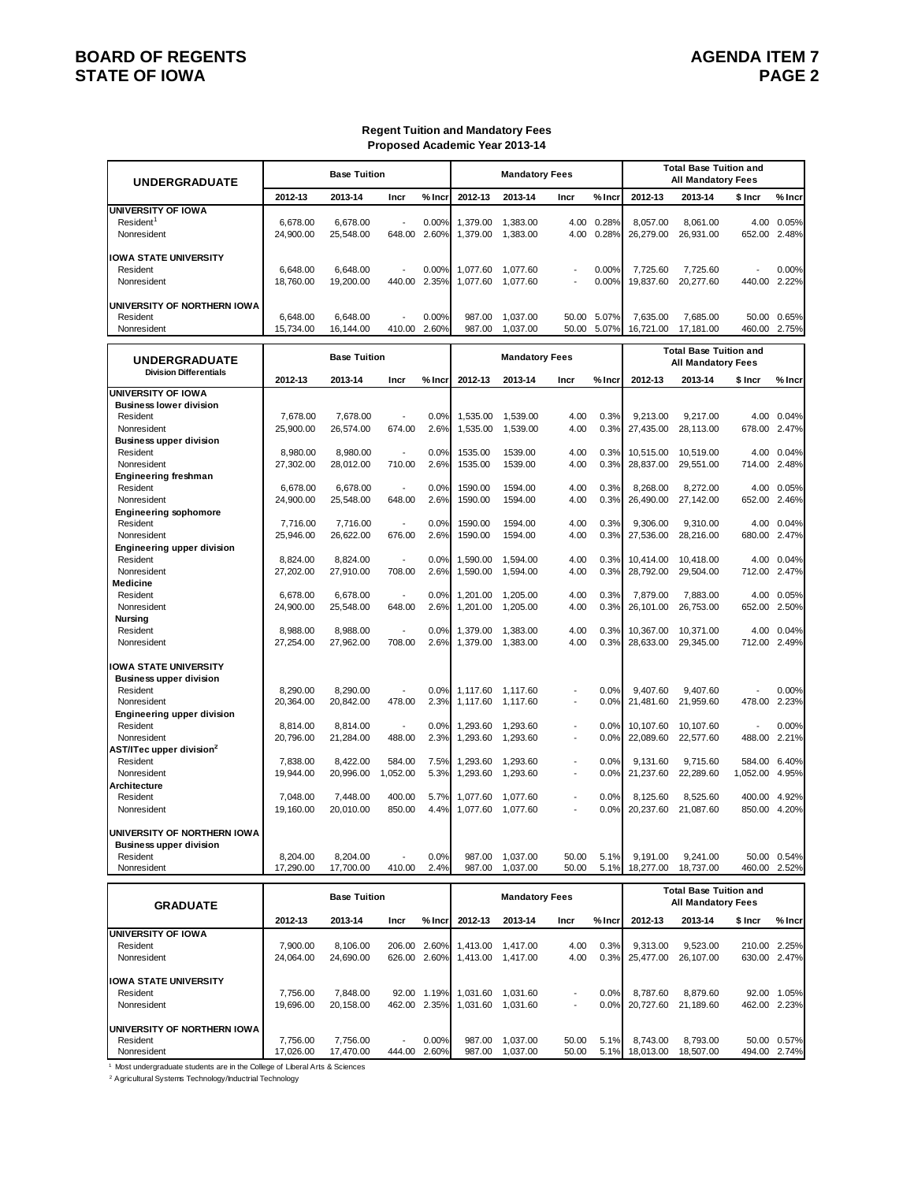**Regent Tuition and Mandatory Fees**
**Proposed Academic Year 2013-14**

| UNDERGRADUATE | Base Tuition | | | | Mandatory Fees | | | | Total Base Tuition and All Mandatory Fees | | | |
|---|---|---|---|---|---|---|---|---|---|---|---|---|
| | 2012-13 | 2013-14 | Incr | % Incr | 2012-13 | 2013-14 | Incr | % Incr | 2012-13 | 2013-14 | $ Incr | % Incr |
| **UNIVERSITY OF IOWA** | | | | | | | | | | | | |
| Resident[1] | 6,678.00 | 6,678.00 | - | 0.00% | 1,379.00 | 1,383.00 | 4.00 | 0.28% | 8,057.00 | 8,061.00 | 4.00 | 0.05% |
| Nonresident | 24,900.00 | 25,548.00 | 648.00 | 2.60% | 1,379.00 | 1,383.00 | 4.00 | 0.28% | 26,279.00 | 26,931.00 | 652.00 | 2.48% |
| **IOWA STATE UNIVERSITY** | | | | | | | | | | | | |
| Resident | 6,648.00 | 6,648.00 | - | 0.00% | 1,077.60 | 1,077.60 | - | 0.00% | 7,725.60 | 7,725.60 | - | 0.00% |
| Nonresident | 18,760.00 | 19,200.00 | 440.00 | 2.35% | 1,077.60 | 1,077.60 | - | 0.00% | 19,837.60 | 20,277.60 | 440.00 | 2.22% |
| **UNIVERSITY OF NORTHERN IOWA** | | | | | | | | | | | | |
| Resident | 6,648.00 | 6,648.00 | - | 0.00% | 987.00 | 1,037.00 | 50.00 | 5.07% | 7,635.00 | 7,685.00 | 50.00 | 0.65% |
| Nonresident | 15,734.00 | 16,144.00 | 410.00 | 2.60% | 987.00 | 1,037.00 | 50.00 | 5.07% | 16,721.00 | 17,181.00 | 460.00 | 2.75% |

| UNDERGRADUATE Division Differentials | Base Tuition | | | | Mandatory Fees | | | | Total Base Tuition and All Mandatory Fees | | | |
|---|---|---|---|---|---|---|---|---|---|---|---|---|
| | 2012-13 | 2013-14 | Incr | % Incr | 2012-13 | 2013-14 | Incr | % Incr | 2012-13 | 2013-14 | $ Incr | % Incr |
| **UNIVERSITY OF IOWA** | | | | | | | | | | | | |
| **Business lower division** | | | | | | | | | | | | |
| Resident | 7,678.00 | 7,678.00 | - | 0.0% | 1,535.00 | 1,539.00 | 4.00 | 0.3% | 9,213.00 | 9,217.00 | 4.00 | 0.04% |
| Nonresident | 25,900.00 | 26,574.00 | 674.00 | 2.6% | 1,535.00 | 1,539.00 | 4.00 | 0.3% | 27,435.00 | 28,113.00 | 678.00 | 2.47% |
| **Business upper division** | | | | | | | | | | | | |
| Resident | 8,980.00 | 8,980.00 | - | 0.0% | 1535.00 | 1539.00 | 4.00 | 0.3% | 10,515.00 | 10,519.00 | 4.00 | 0.04% |
| Nonresident | 27,302.00 | 28,012.00 | 710.00 | 2.6% | 1535.00 | 1539.00 | 4.00 | 0.3% | 28,837.00 | 29,551.00 | 714.00 | 2.48% |
| **Engineering freshman** | | | | | | | | | | | | |
| Resident | 6,678.00 | 6,678.00 | - | 0.0% | 1590.00 | 1594.00 | 4.00 | 0.3% | 8,268.00 | 8,272.00 | 4.00 | 0.05% |
| Nonresident | 24,900.00 | 25,548.00 | 648.00 | 2.6% | 1590.00 | 1594.00 | 4.00 | 0.3% | 26,490.00 | 27,142.00 | 652.00 | 2.46% |
| **Engineering sophomore** | | | | | | | | | | | | |
| Resident | 7,716.00 | 7,716.00 | - | 0.0% | 1590.00 | 1594.00 | 4.00 | 0.3% | 9,306.00 | 9,310.00 | 4.00 | 0.04% |
| Nonresident | 25,946.00 | 26,622.00 | 676.00 | 2.6% | 1590.00 | 1594.00 | 4.00 | 0.3% | 27,536.00 | 28,216.00 | 680.00 | 2.47% |
| **Engineering upper division** | | | | | | | | | | | | |
| Resident | 8,824.00 | 8,824.00 | - | 0.0% | 1,590.00 | 1,594.00 | 4.00 | 0.3% | 10,414.00 | 10,418.00 | 4.00 | 0.04% |
| Nonresident | 27,202.00 | 27,910.00 | 708.00 | 2.6% | 1,590.00 | 1,594.00 | 4.00 | 0.3% | 28,792.00 | 29,504.00 | 712.00 | 2.47% |
| **Medicine** | | | | | | | | | | | | |
| Resident | 6,678.00 | 6,678.00 | - | 0.0% | 1,201.00 | 1,205.00 | 4.00 | 0.3% | 7,879.00 | 7,883.00 | 4.00 | 0.05% |
| Nonresident | 24,900.00 | 25,548.00 | 648.00 | 2.6% | 1,201.00 | 1,205.00 | 4.00 | 0.3% | 26,101.00 | 26,753.00 | 652.00 | 2.50% |
| **Nursing** | | | | | | | | | | | | |
| Resident | 8,988.00 | 8,988.00 | - | 0.0% | 1,379.00 | 1,383.00 | 4.00 | 0.3% | 10,367.00 | 10,371.00 | 4.00 | 0.04% |
| Nonresident | 27,254.00 | 27,962.00 | 708.00 | 2.6% | 1,379.00 | 1,383.00 | 4.00 | 0.3% | 28,633.00 | 29,345.00 | 712.00 | 2.49% |
| **IOWA STATE UNIVERSITY** | | | | | | | | | | | | |
| **Business upper division** | | | | | | | | | | | | |
| Resident | 8,290.00 | 8,290.00 | - | 0.0% | 1,117.60 | 1,117.60 | - | 0.0% | 9,407.60 | 9,407.60 | - | 0.00% |
| Nonresident | 20,364.00 | 20,842.00 | 478.00 | 2.3% | 1,117.60 | 1,117.60 | - | 0.0% | 21,481.60 | 21,959.60 | 478.00 | 2.23% |
| **Engineering upper division** | | | | | | | | | | | | |
| Resident | 8,814.00 | 8,814.00 | - | 0.0% | 1,293.60 | 1,293.60 | - | 0.0% | 10,107.60 | 10,107.60 | - | 0.00% |
| Nonresident | 20,796.00 | 21,284.00 | 488.00 | 2.3% | 1,293.60 | 1,293.60 | - | 0.0% | 22,089.60 | 22,577.60 | 488.00 | 2.21% |
| **AST/ITec upper division[2]** | | | | | | | | | | | | |
| Resident | 7,838.00 | 8,422.00 | 584.00 | 7.5% | 1,293.60 | 1,293.60 | - | 0.0% | 9,131.60 | 9,715.60 | 584.00 | 6.40% |
| Nonresident | 19,944.00 | 20,996.00 | 1,052.00 | 5.3% | 1,293.60 | 1,293.60 | - | 0.0% | 21,237.60 | 22,289.60 | 1,052.00 | 4.95% |
| **Architecture** | | | | | | | | | | | | |
| Resident | 7,048.00 | 7,448.00 | 400.00 | 5.7% | 1,077.60 | 1,077.60 | - | 0.0% | 8,125.60 | 8,525.60 | 400.00 | 4.92% |
| Nonresident | 19,160.00 | 20,010.00 | 850.00 | 4.4% | 1,077.60 | 1,077.60 | - | 0.0% | 20,237.60 | 21,087.60 | 850.00 | 4.20% |
| **UNIVERSITY OF NORTHERN IOWA** | | | | | | | | | | | | |
| **Business upper division** | | | | | | | | | | | | |
| Resident | 8,204.00 | 8,204.00 | - | 0.0% | 987.00 | 1,037.00 | 50.00 | 5.1% | 9,191.00 | 9,241.00 | 50.00 | 0.54% |
| Nonresident | 17,290.00 | 17,700.00 | 410.00 | 2.4% | 987.00 | 1,037.00 | 50.00 | 5.1% | 18,277.00 | 18,737.00 | 460.00 | 2.52% |

| GRADUATE | Base Tuition | | | | Mandatory Fees | | | | Total Base Tuition and All Mandatory Fees | | | |
|---|---|---|---|---|---|---|---|---|---|---|---|---|
| | 2012-13 | 2013-14 | Incr | % Incr | 2012-13 | 2013-14 | Incr | % Incr | 2012-13 | 2013-14 | $ Incr | % Incr |
| **UNIVERSITY OF IOWA** | | | | | | | | | | | | |
| Resident | 7,900.00 | 8,106.00 | 206.00 | 2.60% | 1,413.00 | 1,417.00 | 4.00 | 0.3% | 9,313.00 | 9,523.00 | 210.00 | 2.25% |
| Nonresident | 24,064.00 | 24,690.00 | 626.00 | 2.60% | 1,413.00 | 1,417.00 | 4.00 | 0.3% | 25,477.00 | 26,107.00 | 630.00 | 2.47% |
| **IOWA STATE UNIVERSITY** | | | | | | | | | | | | |
| Resident | 7,756.00 | 7,848.00 | 92.00 | 1.19% | 1,031.60 | 1,031.60 | - | 0.0% | 8,787.60 | 8,879.60 | 92.00 | 1.05% |
| Nonresident | 19,696.00 | 20,158.00 | 462.00 | 2.35% | 1,031.60 | 1,031.60 | - | 0.0% | 20,727.60 | 21,189.60 | 462.00 | 2.23% |
| **UNIVERSITY OF NORTHERN IOWA** | | | | | | | | | | | | |
| Resident | 7,756.00 | 7,756.00 | - | 0.00% | 987.00 | 1,037.00 | 50.00 | 5.1% | 8,743.00 | 8,793.00 | 50.00 | 0.57% |
| Nonresident | 17,026.00 | 17,470.00 | 444.00 | 2.60% | 987.00 | 1,037.00 | 50.00 | 5.1% | 18,013.00 | 18,507.00 | 494.00 | 2.74% |

[1] Most undergraduate students are in the College of Liberal Arts & Sciences

[2] Agricultural Systems Technology/Inductrial Technology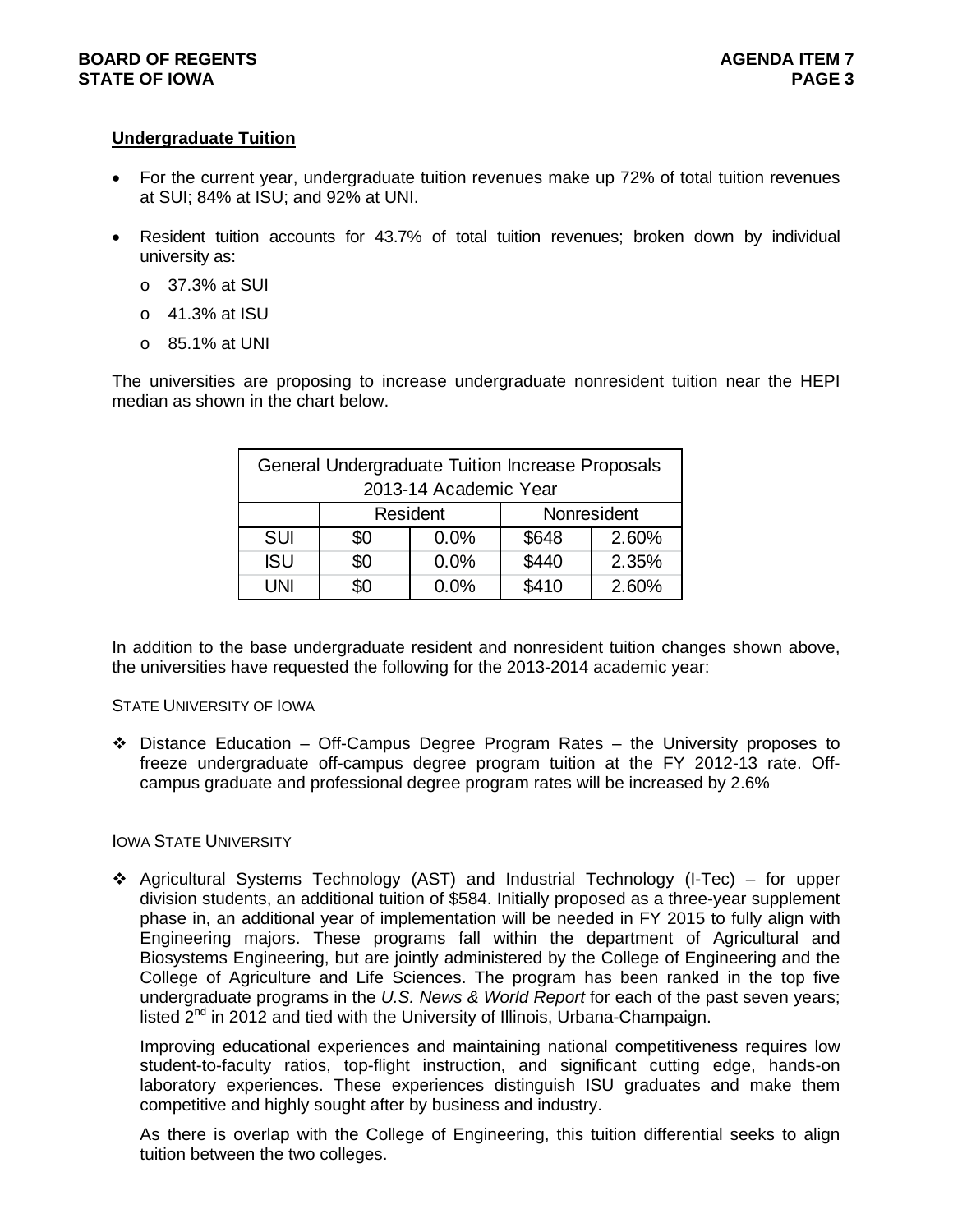## Undergraduate Tuition

- For the current year, undergraduate tuition revenues make up 72% of total tuition revenues at SUI; 84% at ISU; and 92% at UNI.
- Resident tuition accounts for 43.7% of total tuition revenues; broken down by individual university as:
  - 37.3% at SUI
  - 41.3% at ISU
  - 85.1% at UNI

The universities are proposing to increase undergraduate nonresident tuition near the HEPI median as shown in the chart below.

| General Undergraduate Tuition Increase Proposals 2013-14 Academic Year | | | | |
|---|---|---|---|---|
| | Resident | | Nonresident | |
| SUI | $0 | 0.0% | $648 | 2.60% |
| ISU | $0 | 0.0% | $440 | 2.35% |
| UNI | $0 | 0.0% | $410 | 2.60% |

In addition to the base undergraduate resident and nonresident tuition changes shown above, the universities have requested the following for the 2013-2014 academic year:

STATE UNIVERSITY OF IOWA

- Distance Education – Off-Campus Degree Program Rates – the University proposes to freeze undergraduate off-campus degree program tuition at the FY 2012-13 rate. Off-campus graduate and professional degree program rates will be increased by 2.6%

IOWA STATE UNIVERSITY

- Agricultural Systems Technology (AST) and Industrial Technology (I-Tec) – for upper division students, an additional tuition of $584. Initially proposed as a three-year supplement phase in, an additional year of implementation will be needed in FY 2015 to fully align with Engineering majors. These programs fall within the department of Agricultural and Biosystems Engineering, but are jointly administered by the College of Engineering and the College of Agriculture and Life Sciences. The program has been ranked in the top five undergraduate programs in the *U.S. News & World Report* for each of the past seven years; listed 2nd in 2012 and tied with the University of Illinois, Urbana-Champaign.

  Improving educational experiences and maintaining national competitiveness requires low student-to-faculty ratios, top-flight instruction, and significant cutting edge, hands-on laboratory experiences. These experiences distinguish ISU graduates and make them competitive and highly sought after by business and industry.

  As there is overlap with the College of Engineering, this tuition differential seeks to align tuition between the two colleges.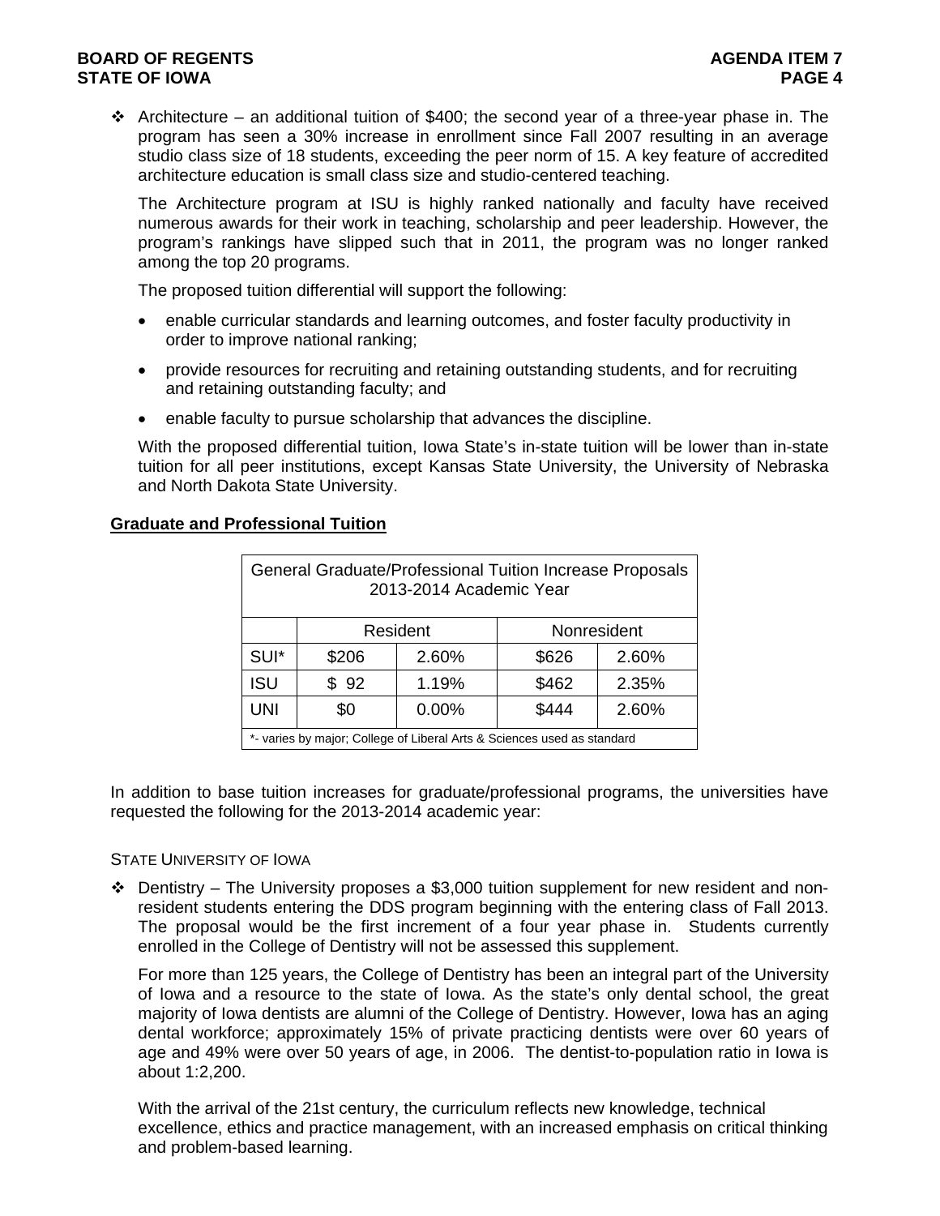- Architecture – an additional tuition of $400; the second year of a three-year phase in. The program has seen a 30% increase in enrollment since Fall 2007 resulting in an average studio class size of 18 students, exceeding the peer norm of 15. A key feature of accredited architecture education is small class size and studio-centered teaching.

  The Architecture program at ISU is highly ranked nationally and faculty have received numerous awards for their work in teaching, scholarship and peer leadership. However, the program's rankings have slipped such that in 2011, the program was no longer ranked among the top 20 programs.

  The proposed tuition differential will support the following:

  - enable curricular standards and learning outcomes, and foster faculty productivity in order to improve national ranking;
  - provide resources for recruiting and retaining outstanding students, and for recruiting and retaining outstanding faculty; and
  - enable faculty to pursue scholarship that advances the discipline.

  With the proposed differential tuition, Iowa State's in-state tuition will be lower than in-state tuition for all peer institutions, except Kansas State University, the University of Nebraska and North Dakota State University.

**Graduate and Professional Tuition**

General Graduate/Professional Tuition Increase Proposals 2013-2014 Academic Year

| | Resident | | Nonresident | |
|---|---|---|---|---|
| SUI* | $206 | 2.60% | $626 | 2.60% |
| ISU | $ 92 | 1.19% | $462 | 2.35% |
| UNI | $0 | 0.00% | $444 | 2.60% |

*- varies by major; College of Liberal Arts & Sciences used as standard

In addition to base tuition increases for graduate/professional programs, the universities have requested the following for the 2013-2014 academic year:

STATE UNIVERSITY OF IOWA

- Dentistry – The University proposes a $3,000 tuition supplement for new resident and non-resident students entering the DDS program beginning with the entering class of Fall 2013. The proposal would be the first increment of a four year phase in. Students currently enrolled in the College of Dentistry will not be assessed this supplement.

  For more than 125 years, the College of Dentistry has been an integral part of the University of Iowa and a resource to the state of Iowa. As the state's only dental school, the great majority of Iowa dentists are alumni of the College of Dentistry. However, Iowa has an aging dental workforce; approximately 15% of private practicing dentists were over 60 years of age and 49% were over 50 years of age, in 2006. The dentist-to-population ratio in Iowa is about 1:2,200.

  With the arrival of the 21st century, the curriculum reflects new knowledge, technical excellence, ethics and practice management, with an increased emphasis on critical thinking and problem-based learning.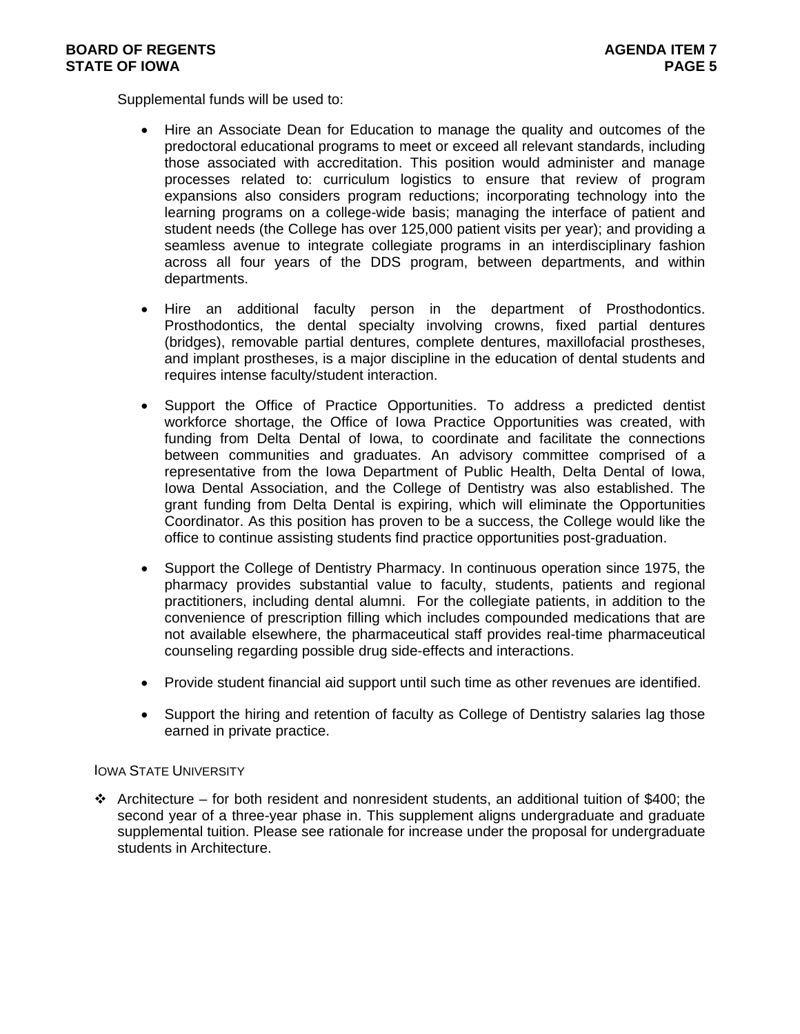Supplemental funds will be used to:

- Hire an Associate Dean for Education to manage the quality and outcomes of the predoctoral educational programs to meet or exceed all relevant standards, including those associated with accreditation. This position would administer and manage processes related to: curriculum logistics to ensure that review of program expansions also considers program reductions; incorporating technology into the learning programs on a college-wide basis; managing the interface of patient and student needs (the College has over 125,000 patient visits per year); and providing a seamless avenue to integrate collegiate programs in an interdisciplinary fashion across all four years of the DDS program, between departments, and within departments.

- Hire an additional faculty person in the department of Prosthodontics. Prosthodontics, the dental specialty involving crowns, fixed partial dentures (bridges), removable partial dentures, complete dentures, maxillofacial prostheses, and implant prostheses, is a major discipline in the education of dental students and requires intense faculty/student interaction.

- Support the Office of Practice Opportunities. To address a predicted dentist workforce shortage, the Office of Iowa Practice Opportunities was created, with funding from Delta Dental of Iowa, to coordinate and facilitate the connections between communities and graduates. An advisory committee comprised of a representative from the Iowa Department of Public Health, Delta Dental of Iowa, Iowa Dental Association, and the College of Dentistry was also established. The grant funding from Delta Dental is expiring, which will eliminate the Opportunities Coordinator. As this position has proven to be a success, the College would like the office to continue assisting students find practice opportunities post-graduation.

- Support the College of Dentistry Pharmacy. In continuous operation since 1975, the pharmacy provides substantial value to faculty, students, patients and regional practitioners, including dental alumni. For the collegiate patients, in addition to the convenience of prescription filling which includes compounded medications that are not available elsewhere, the pharmaceutical staff provides real-time pharmaceutical counseling regarding possible drug side-effects and interactions.

- Provide student financial aid support until such time as other revenues are identified.

- Support the hiring and retention of faculty as College of Dentistry salaries lag those earned in private practice.

IOWA STATE UNIVERSITY

- Architecture – for both resident and nonresident students, an additional tuition of $400; the second year of a three-year phase in. This supplement aligns undergraduate and graduate supplemental tuition. Please see rationale for increase under the proposal for undergraduate students in Architecture.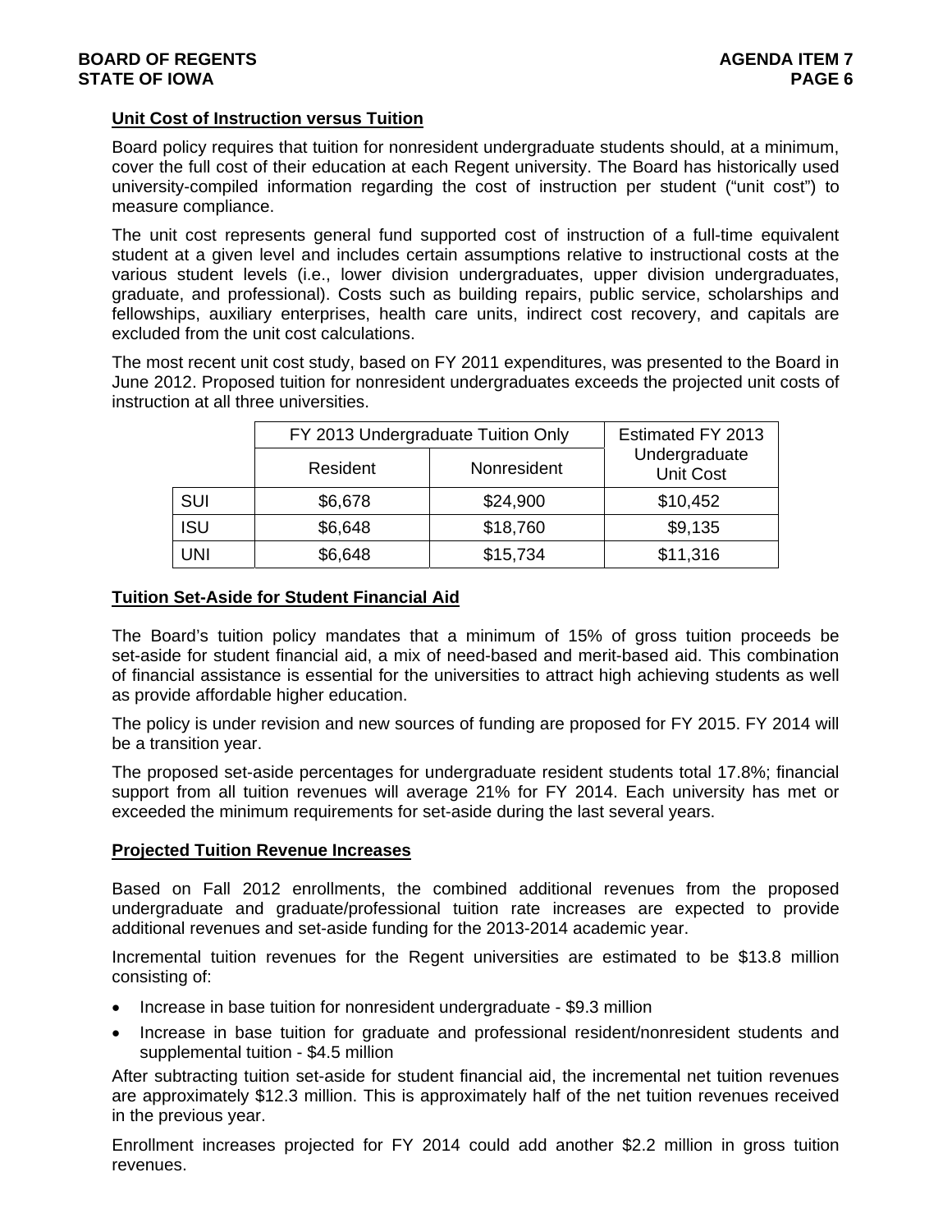### Unit Cost of Instruction versus Tuition

Board policy requires that tuition for nonresident undergraduate students should, at a minimum, cover the full cost of their education at each Regent university. The Board has historically used university-compiled information regarding the cost of instruction per student ("unit cost") to measure compliance.

The unit cost represents general fund supported cost of instruction of a full-time equivalent student at a given level and includes certain assumptions relative to instructional costs at the various student levels (i.e., lower division undergraduates, upper division undergraduates, graduate, and professional). Costs such as building repairs, public service, scholarships and fellowships, auxiliary enterprises, health care units, indirect cost recovery, and capitals are excluded from the unit cost calculations.

The most recent unit cost study, based on FY 2011 expenditures, was presented to the Board in June 2012. Proposed tuition for nonresident undergraduates exceeds the projected unit costs of instruction at all three universities.

| | FY 2013 Undergraduate Tuition Only | | Estimated FY 2013 Undergraduate Unit Cost |
|---|---|---|---|
| | Resident | Nonresident | |
| SUI | $6,678 | $24,900 | $10,452 |
| ISU | $6,648 | $18,760 | $9,135 |
| UNI | $6,648 | $15,734 | $11,316 |

### Tuition Set-Aside for Student Financial Aid

The Board's tuition policy mandates that a minimum of 15% of gross tuition proceeds be set-aside for student financial aid, a mix of need-based and merit-based aid. This combination of financial assistance is essential for the universities to attract high achieving students as well as provide affordable higher education.

The policy is under revision and new sources of funding are proposed for FY 2015. FY 2014 will be a transition year.

The proposed set-aside percentages for undergraduate resident students total 17.8%; financial support from all tuition revenues will average 21% for FY 2014. Each university has met or exceeded the minimum requirements for set-aside during the last several years.

### Projected Tuition Revenue Increases

Based on Fall 2012 enrollments, the combined additional revenues from the proposed undergraduate and graduate/professional tuition rate increases are expected to provide additional revenues and set-aside funding for the 2013-2014 academic year.

Incremental tuition revenues for the Regent universities are estimated to be $13.8 million consisting of:

- Increase in base tuition for nonresident undergraduate - $9.3 million
- Increase in base tuition for graduate and professional resident/nonresident students and supplemental tuition - $4.5 million

After subtracting tuition set-aside for student financial aid, the incremental net tuition revenues are approximately $12.3 million. This is approximately half of the net tuition revenues received in the previous year.

Enrollment increases projected for FY 2014 could add another $2.2 million in gross tuition revenues.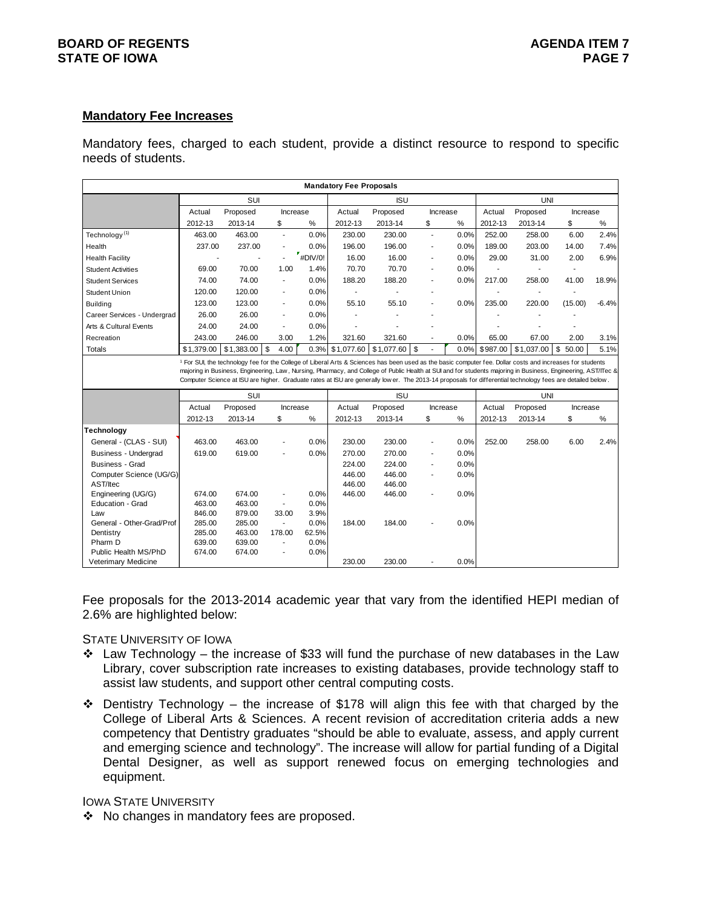## Mandatory Fee Increases

Mandatory fees, charged to each student, provide a distinct resource to respond to specific needs of students.

| Mandatory Fee Proposals | | | | | | | | | | | | |
|---|---|---|---|---|---|---|---|---|---|---|---|---|
| | SUI | | | | ISU | | | | UNI | | | |
| | Actual | Proposed | Increase | | Actual | Proposed | Increase | | Actual | Proposed | Increase | |
| | 2012-13 | 2013-14 | $ | % | 2012-13 | 2013-14 | $ | % | 2012-13 | 2013-14 | $ | % |
| Technology [1] | 463.00 | 463.00 | - | 0.0% | 230.00 | 230.00 | - | 0.0% | 252.00 | 258.00 | 6.00 | 2.4% |
| Health | 237.00 | 237.00 | - | 0.0% | 196.00 | 196.00 | - | 0.0% | 189.00 | 203.00 | 14.00 | 7.4% |
| Health Facility | - | - | - | #DIV/0! | 16.00 | 16.00 | - | 0.0% | 29.00 | 31.00 | 2.00 | 6.9% |
| Student Activities | 69.00 | 70.00 | 1.00 | 1.4% | 70.70 | 70.70 | - | 0.0% | - | - | - | |
| Student Services | 74.00 | 74.00 | - | 0.0% | 188.20 | 188.20 | - | 0.0% | 217.00 | 258.00 | 41.00 | 18.9% |
| Student Union | 120.00 | 120.00 | - | 0.0% | - | - | - | | - | - | - | |
| Building | 123.00 | 123.00 | - | 0.0% | 55.10 | 55.10 | - | 0.0% | 235.00 | 220.00 | (15.00) | -6.4% |
| Career Services - Undergrad | 26.00 | 26.00 | - | 0.0% | - | - | - | | - | - | - | |
| Arts & Cultural Events | 24.00 | 24.00 | - | 0.0% | - | - | - | | - | - | - | |
| Recreation | 243.00 | 246.00 | 3.00 | 1.2% | 321.60 | 321.60 | - | 0.0% | 65.00 | 67.00 | 2.00 | 3.1% |
| Totals | $1,379.00 | $1,383.00 | $ 4.00 | 0.3% | $1,077.60 | $1,077.60 | $ - | 0.0% | $987.00 | $1,037.00 | $ 50.00 | 5.1% |

[1] For SUI, the technology fee for the College of Liberal Arts & Sciences has been used as the basic computer fee. Dollar costs and increases for students majoring in Business, Engineering, Law, Nursing, Pharmacy, and College of Public Health at SUI and for students majoring in Business, Engineering, AST/ITec & Computer Science at ISU are higher. Graduate rates at ISU are generally lower. The 2013-14 proposals for differential technology fees are detailed below.

| | SUI | | | | ISU | | | | UNI | | | |
|---|---|---|---|---|---|---|---|---|---|---|---|---|
| | Actual | Proposed | Increase | | Actual | Proposed | Increase | | Actual | Proposed | Increase | |
| | 2012-13 | 2013-14 | $ | % | 2012-13 | 2013-14 | $ | % | 2012-13 | 2013-14 | $ | % |
| **Technology** | | | | | | | | | | | | |
| General - (CLAS - SUI) | 463.00 | 463.00 | - | 0.0% | 230.00 | 230.00 | - | 0.0% | 252.00 | 258.00 | 6.00 | 2.4% |
| Business - Undergrad | 619.00 | 619.00 | - | 0.0% | 270.00 | 270.00 | - | 0.0% | | | | |
| Business - Grad | | | | | 224.00 | 224.00 | - | 0.0% | | | | |
| Computer Science (UG/G) | | | | | 446.00 | 446.00 | - | 0.0% | | | | |
| AST/Itec | | | | | 446.00 | 446.00 | | | | | | |
| Engineering (UG/G) | 674.00 | 674.00 | - | 0.0% | 446.00 | 446.00 | - | 0.0% | | | | |
| Education - Grad | 463.00 | 463.00 | - | 0.0% | | | | | | | | |
| Law | 846.00 | 879.00 | 33.00 | 3.9% | | | | | | | | |
| General - Other-Grad/Prof | 285.00 | 285.00 | - | 0.0% | 184.00 | 184.00 | - | 0.0% | | | | |
| Dentistry | 285.00 | 463.00 | 178.00 | 62.5% | | | | | | | | |
| Pharm D | 639.00 | 639.00 | - | 0.0% | | | | | | | | |
| Public Health MS/PhD | 674.00 | 674.00 | - | 0.0% | | | | | | | | |
| Veterimary Medicine | | | | | 230.00 | 230.00 | - | 0.0% | | | | |

Fee proposals for the 2013-2014 academic year that vary from the identified HEPI median of 2.6% are highlighted below:

STATE UNIVERSITY OF IOWA

- Law Technology – the increase of $33 will fund the purchase of new databases in the Law Library, cover subscription rate increases to existing databases, provide technology staff to assist law students, and support other central computing costs.
- Dentistry Technology – the increase of $178 will align this fee with that charged by the College of Liberal Arts & Sciences. A recent revision of accreditation criteria adds a new competency that Dentistry graduates "should be able to evaluate, assess, and apply current and emerging science and technology". The increase will allow for partial funding of a Digital Dental Designer, as well as support renewed focus on emerging technologies and equipment.

IOWA STATE UNIVERSITY

- No changes in mandatory fees are proposed.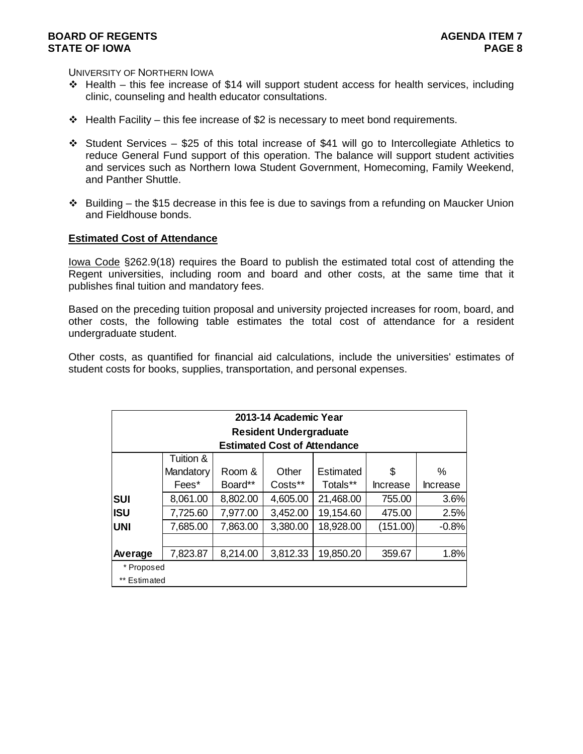UNIVERSITY OF NORTHERN IOWA

- Health – this fee increase of $14 will support student access for health services, including clinic, counseling and health educator consultations.
- Health Facility – this fee increase of $2 is necessary to meet bond requirements.
- Student Services – $25 of this total increase of $41 will go to Intercollegiate Athletics to reduce General Fund support of this operation. The balance will support student activities and services such as Northern Iowa Student Government, Homecoming, Family Weekend, and Panther Shuttle.
- Building – the $15 decrease in this fee is due to savings from a refunding on Maucker Union and Fieldhouse bonds.

**Estimated Cost of Attendance**

Iowa Code §262.9(18) requires the Board to publish the estimated total cost of attending the Regent universities, including room and board and other costs, at the same time that it publishes final tuition and mandatory fees.

Based on the preceding tuition proposal and university projected increases for room, board, and other costs, the following table estimates the total cost of attendance for a resident undergraduate student.

Other costs, as quantified for financial aid calculations, include the universities' estimates of student costs for books, supplies, transportation, and personal expenses.

**2013-14 Academic Year**
**Resident Undergraduate**
**Estimated Cost of Attendance**

| | Tuition & Mandatory Fees* | Room & Board** | Other Costs** | Estimated Totals** | $ Increase | % Increase |
|---|---|---|---|---|---|---|
| **SUI** | 8,061.00 | 8,802.00 | 4,605.00 | 21,468.00 | 755.00 | 3.6% |
| **ISU** | 7,725.60 | 7,977.00 | 3,452.00 | 19,154.60 | 475.00 | 2.5% |
| **UNI** | 7,685.00 | 7,863.00 | 3,380.00 | 18,928.00 | (151.00) | -0.8% |
| | | | | | | |
| **Average** | 7,823.87 | 8,214.00 | 3,812.33 | 19,850.20 | 359.67 | 1.8% |

\* Proposed
\*\* Estimated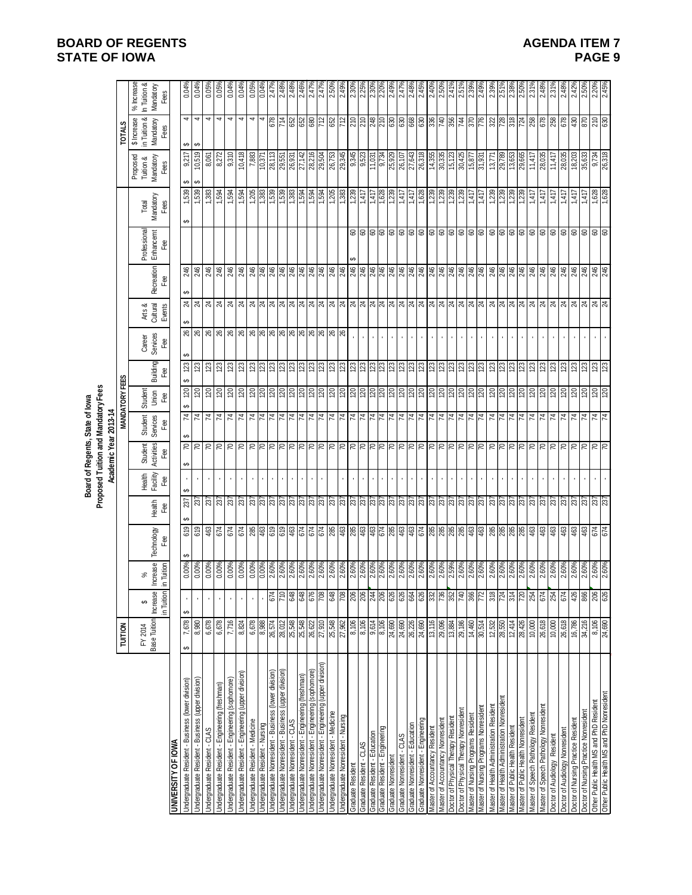# Board of Regents, State of Iowa
## Proposed Tuition and Mandatory Fees
### Academic Year 2013-14

| | TUITION | | | MANDATORY FEES | | | | | | | | | | | | TOTALS | | |
|---|---|---|---|---|---|---|---|---|---|---|---|---|---|---|---|---|---|---|
| | FY 2014 Base Tuition | $ Increase in Tuition | % Increase in Tuition | Technology Fee | Health Fee | Health Facility Fee | Student Activities Fee | Student Services Fee | Student Union Fee | Building Fee | Career Services Fee | Arts & Cultural Events | Recreation Fee | Professional Enhancement Fee | Total Mandatory Fees | Proposed Tuition & Mandatory Fees | $ Increase in Tuition & Mandatory Fees | % Increase in Tuition & Mandatory Fees |
| **UNIVERSITY OF IOWA** | | | | | | | | | | | | | | | | | | |
| Undergraduate Resident - Business (lower division) | $ 7,678 | $ - | 0.00% | $ 619 | $ 237 | $ - | $ 70 | $ 74 | $ 120 | $ 123 | $ 26 | $ 24 | $ 246 | | $ 1,539 | $ 9,217 | $ 4 | 0.04% |
| Undergraduate Resident - Business (upper division) | 8,980 | - | 0.00% | 619 | 237 | - | 70 | 74 | 120 | 123 | 26 | 24 | 246 | | 1,539 | $ 10,519 | $ 4 | 0.04% |
| Undergraduate Resident - CLAS | 6,678 | - | 0.00% | 463 | 237 | - | 70 | 74 | 120 | 123 | 26 | 24 | 246 | | 1,383 | 8,061 | 4 | 0.05% |
| Undergraduate Resident - Engineering (freshman) | 6,678 | - | 0.00% | 674 | 237 | - | 70 | 74 | 120 | 123 | 26 | 24 | 246 | | 1,594 | 8,272 | 4 | 0.05% |
| Undergraduate Resident - Engineering (sophomore) | 7,716 | - | 0.00% | 674 | 237 | - | 70 | 74 | 120 | 123 | 26 | 24 | 246 | | 1,594 | 9,310 | 4 | 0.04% |
| Undergraduate Resident - Engineering (upper division) | 8,824 | - | 0.00% | 674 | 237 | - | 70 | 74 | 120 | 123 | 26 | 24 | 246 | | 1,594 | 10,418 | 4 | 0.04% |
| Undergraduate Resident - Medicine | 6,678 | - | 0.00% | 285 | 237 | - | 70 | 74 | 120 | 123 | 26 | 24 | 246 | | 1,205 | 7,883 | 4 | 0.05% |
| Undergraduate Resident - Nursing | 8,988 | - | 0.00% | 463 | 237 | - | 70 | 74 | 120 | 123 | 26 | 24 | 246 | | 1,383 | 10,371 | 4 | 0.04% |
| Undergraduate Nonresident - Business (lower division) | 26,574 | 674 | 2.60% | 619 | 237 | - | 70 | 74 | 120 | 123 | 26 | 24 | 246 | | 1,539 | 28,113 | 678 | 2.47% |
| Undergraduate Nonresident - Business (upper division) | 28,012 | 710 | 2.60% | 619 | 237 | - | 70 | 74 | 120 | 123 | 26 | 24 | 246 | | 1,539 | 29,551 | 714 | 2.48% |
| Undergraduate Nonresident - CLAS | 25,548 | 648 | 2.60% | 463 | 237 | - | 70 | 74 | 120 | 123 | 26 | 24 | 246 | | 1,383 | 26,931 | 652 | 2.48% |
| Undergraduate Nonresident - Engineering (freshman) | 25,548 | 648 | 2.60% | 674 | 237 | - | 70 | 74 | 120 | 123 | 26 | 24 | 246 | | 1,594 | 27,142 | 652 | 2.46% |
| Undergraduate Nonresident - Engineering (sophomore) | 26,622 | 676 | 2.60% | 674 | 237 | - | 70 | 74 | 120 | 123 | 26 | 24 | 246 | | 1,594 | 28,216 | 680 | 2.47% |
| Undergraduate Nonresident - Engineering (upper division) | 27,910 | 708 | 2.60% | 674 | 237 | - | 70 | 74 | 120 | 123 | 26 | 24 | 246 | | 1,594 | 29,504 | 712 | 2.47% |
| Undergraduate Nonresident - Medicine | 25,548 | 648 | 2.60% | 285 | 237 | | 70 | 74 | 120 | 123 | 26 | 24 | 246 | | 1,205 | 26,753 | 652 | 2.50% |
| Undergraduate Nonresident - Nursing | 27,962 | 708 | 2.60% | 463 | 237 | - | 70 | 74 | 120 | 123 | 26 | 24 | 246 | | 1,383 | 29,345 | 712 | 2.49% |
| Graduate Resident | 8,106 | 206 | 2.60% | 285 | 237 | - | 70 | 74 | 120 | 123 | - | 24 | 246 | $ 60 | 1,239 | 9,345 | 210 | 2.30% |
| Graduate Resident - CLAS | 8,106 | 206 | 2.60% | 463 | 237 | - | 70 | 74 | 120 | 123 | - | 24 | 246 | 60 | 1,417 | 9,523 | 210 | 2.25% |
| Graduate Resident - Education | 9,614 | 244 | 2.60% | 463 | 237 | - | 70 | 74 | 120 | 123 | - | 24 | 246 | 60 | 1,417 | 11,031 | 248 | 2.30% |
| Graduate Resident - Engineering | 8,106 | 206 | 2.60% | 674 | 237 | - | 70 | 74 | 120 | 123 | - | 24 | 246 | 60 | 1,628 | 9,734 | 210 | 2.20% |
| Graduate Nonresident | 24,690 | 626 | 2.60% | 285 | 237 | - | 70 | 74 | 120 | 123 | - | 24 | 246 | 60 | 1,239 | 25,929 | 630 | 2.49% |
| Graduate Nonresident - CLAS | 24,690 | 626 | 2.60% | 463 | 237 | - | 70 | 74 | 120 | 123 | - | 24 | 246 | 60 | 1,417 | 26,107 | 630 | 2.47% |
| Graduate Nonresident - Education | 26,226 | 664 | 2.60% | 463 | 237 | - | 70 | 74 | 120 | 123 | - | 24 | 246 | 60 | 1,417 | 27,643 | 668 | 2.48% |
| Graduate Nonresident - Engineering | 24,690 | 626 | 2.60% | 674 | 237 | - | 70 | 74 | 120 | 123 | - | 24 | 246 | 60 | 1,628 | 26,318 | 630 | 2.45% |
| Master of Accountancy Resident | 13,116 | 332 | 2.60% | 285 | 237 | - | 70 | 74 | 120 | 123 | - | 24 | 246 | 60 | 1,239 | 14,355 | 336 | 2.40% |
| Master of Accountancy Nonresident | 29,096 | 736 | 2.60% | 285 | 237 | - | 70 | 74 | 120 | 123 | - | 24 | 246 | 60 | 1,239 | 30,335 | 740 | 2.50% |
| Doctor of Physical Therapy Resident | 13,884 | 352 | 2.59% | 285 | 237 | - | 70 | 74 | 120 | 123 | - | 24 | 246 | 60 | 1,239 | 15,123 | 356 | 2.41% |
| Doctor of Physical Therapy Nonresident | 29,186 | 740 | 2.60% | 285 | 237 | - | 70 | 74 | 120 | 123 | - | 24 | 246 | 60 | 1,239 | 30,425 | 744 | 2.51% |
| Master of Nursing Programs Resident | 14,460 | 366 | 2.60% | 463 | 237 | - | 70 | 74 | 120 | 123 | - | 24 | 246 | 60 | 1,417 | 15,877 | 370 | 2.39% |
| Master of Nursing Programs Nonresident | 30,514 | 772 | 2.60% | 463 | 237 | - | 70 | 74 | 120 | 123 | - | 24 | 246 | 60 | 1,417 | 31,931 | 776 | 2.49% |
| Master of Health Administration Resident | 12,532 | 318 | 2.60% | 285 | 237 | - | 70 | 74 | 120 | 123 | - | 24 | 246 | 60 | 1,239 | 13,771 | 322 | 2.39% |
| Master of Health Administration Nonresident | 28,550 | 724 | 2.60% | 285 | 237 | - | 70 | 74 | 120 | 123 | - | 24 | 246 | 60 | 1,239 | 29,789 | 728 | 2.51% |
| Master of Public Health Resident | 12,414 | 314 | 2.60% | 285 | 237 | - | 70 | 74 | 120 | 123 | - | 24 | 246 | 60 | 1,239 | 13,653 | 318 | 2.38% |
| Master of Public Health Nonresident | 28,426 | 720 | 2.60% | 285 | 237 | - | 70 | 74 | 120 | 123 | - | 24 | 246 | 60 | 1,239 | 29,665 | 724 | 2.50% |
| Master of Speech Pathology Resident | 10,000 | 254 | 2.60% | 463 | 237 | - | 70 | 74 | 120 | 123 | - | 24 | 246 | 60 | 1,417 | 11,417 | 258 | 2.31% |
| Master of Speech Pathology Nonresident | 26,618 | 674 | 2.60% | 463 | 237 | - | 70 | 74 | 120 | 123 | - | 24 | 246 | 60 | 1,417 | 28,035 | 678 | 2.48% |
| Doctor of Audiology Resident | 10,000 | 254 | 2.60% | 463 | 237 | - | 70 | 74 | 120 | 123 | - | 24 | 246 | 60 | 1,417 | 11,417 | 258 | 2.31% |
| Doctor of Audiology Nonresident | 26,618 | 674 | 2.60% | 463 | 237 | - | 70 | 74 | 120 | 123 | - | 24 | 246 | 60 | 1,417 | 28,035 | 678 | 2.48% |
| Doctor of Nursing Practice Resident | 16,786 | 426 | 2.60% | 463 | 237 | - | 70 | 74 | 120 | 123 | - | 24 | 246 | 60 | 1,417 | 18,203 | 430 | 2.42% |
| Doctor of Nursing Practice Nonresident | 34,216 | 866 | 2.60% | 463 | 237 | - | 70 | 74 | 120 | 123 | - | 24 | 246 | 60 | 1,417 | 35,633 | 870 | 2.50% |
| Other Public Health MS and PhD Resident | 8,106 | 206 | 2.60% | 674 | 237 | - | 70 | 74 | 120 | 123 | - | 24 | 246 | 60 | 1,628 | 9,734 | 210 | 2.20% |
| Other Public Health MS and PhD Nonresident | 24,690 | 626 | 2.60% | 674 | 237 | - | 70 | 74 | 120 | 123 | - | 24 | 246 | 60 | 1,628 | 26,318 | 630 | 2.45% |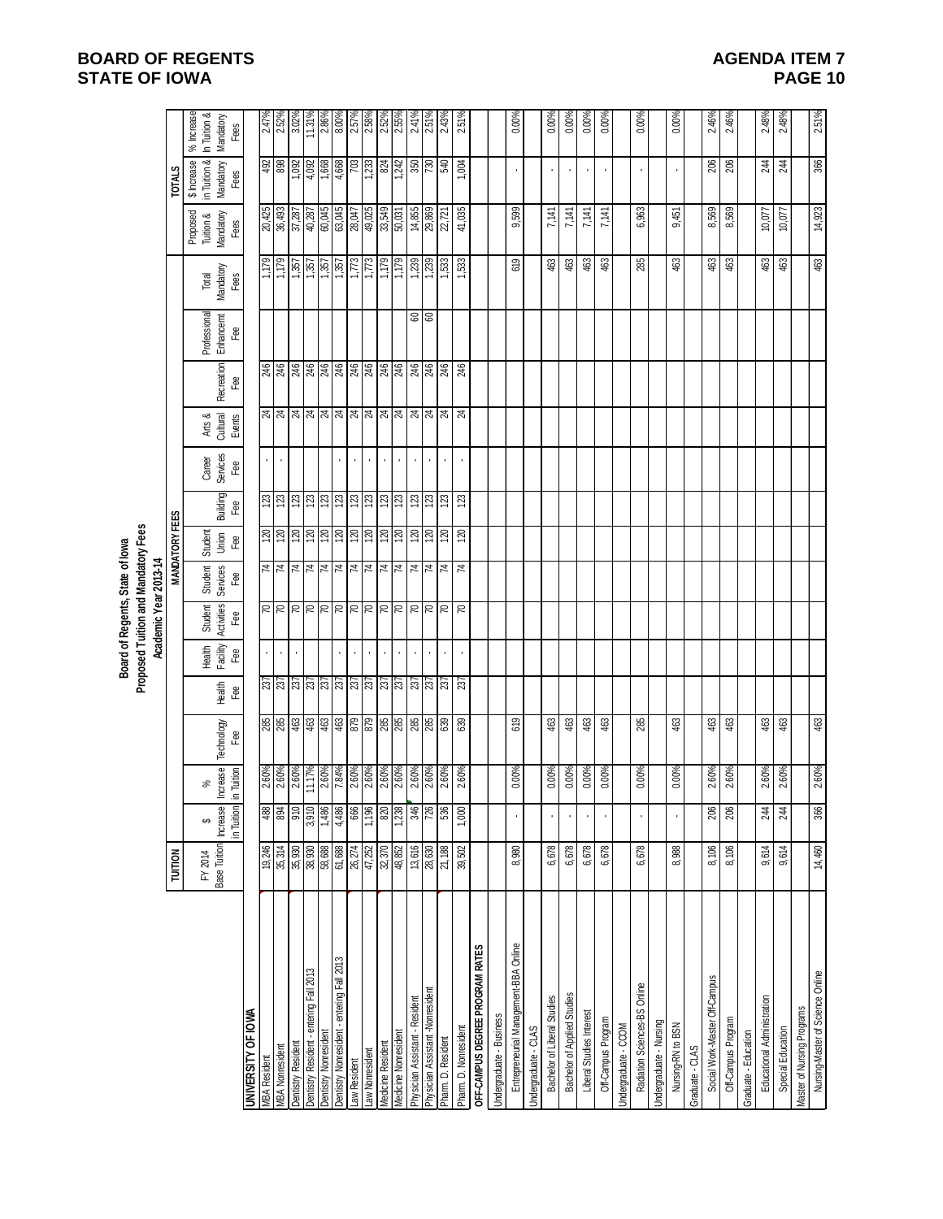**Board of Regents, State of Iowa**
**Proposed Tuition and Mandatory Fees**
**Academic Year 2013-14**

| | TUITION | | | MANDATORY FEES | | | | | | | | | | | | TOTALS | | | |
|---|---|---|---|---|---|---|---|---|---|---|---|---|---|---|---|---|---|---|---|
| | FY 2014 Base Tuition | $ Increase in Tuition | % Increase in Tuition | Technology Fee | Health Fee | Health Facility Fee | Student Activities Fee | Student Services Fee | Student Union Fee | Building Fee | Career Services Fee | Arts & Cultural Events | Recreation Fee | Professional Enhancement Fee | Total Mandatory Fees | Proposed Tuition & Mandatory Fees | $ Increase in Tuition & Mandatory Fees | % Increase in Tuition & Mandatory Fees |
| **UNIVERSITY OF IOWA** | | | | | | | | | | | | | | | | | | |
| MBA Resident | 19,246 | 488 | 2.60% | 285 | 237 | - | 70 | 74 | 120 | 123 | - | 24 | 246 | | 1,179 | 20,425 | 492 | 2.47% |
| MBA Nonresident | 35,314 | 894 | 2.60% | 285 | 237 | - | 70 | 74 | 120 | 123 | - | 24 | 246 | | 1,179 | 36,493 | 898 | 2.52% |
| Dentistry Resident | 35,930 | 910 | 2.60% | 463 | 237 | - | 70 | 74 | 120 | 123 | | 24 | 246 | | 1,357 | 37,287 | 1,092 | 3.02% |
| Dentistry Resident - entering Fall 2013 | 38,930 | 3,910 | 11.17% | 463 | 237 | | 70 | 74 | 120 | 123 | | 24 | 246 | | 1,357 | 40,287 | 4,092 | 11.31% |
| Dentistry Nonresident | 58,688 | 1,486 | 2.60% | 463 | 237 | | 70 | 74 | 120 | 123 | | 24 | 246 | | 1,357 | 60,045 | 1,668 | 2.86% |
| Dentistry Nonresident - entering Fall 2013 | 61,688 | 4,486 | 7.84% | 463 | 237 | - | 70 | 74 | 120 | 123 | - | 24 | 246 | | 1,357 | 63,045 | 4,668 | 8.00% |
| Law Resident | 26,274 | 666 | 2.60% | 879 | 237 | - | 70 | 74 | 120 | 123 | - | 24 | 246 | | 1,773 | 28,047 | 703 | 2.57% |
| Law Nonresident | 47,252 | 1,196 | 2.60% | 879 | 237 | - | 70 | 74 | 120 | 123 | - | 24 | 246 | | 1,773 | 49,025 | 1,233 | 2.58% |
| Medicine Resident | 32,370 | 820 | 2.60% | 285 | 237 | - | 70 | 74 | 120 | 123 | - | 24 | 246 | | 1,179 | 33,549 | 824 | 2.52% |
| Medicine Nonresident | 48,852 | 1,238 | 2.60% | 285 | 237 | - | 70 | 74 | 120 | 123 | - | 24 | 246 | | 1,179 | 50,031 | 1,242 | 2.55% |
| Physician Assistant - Resident | 13,616 | 346 | 2.60% | 285 | 237 | - | 70 | 74 | 120 | 123 | - | 24 | 246 | 60 | 1,239 | 14,855 | 350 | 2.41% |
| Physician Assistant - Nonresident | 28,630 | 726 | 2.60% | 285 | 237 | - | 70 | 74 | 120 | 123 | - | 24 | 246 | 60 | 1,239 | 29,869 | 730 | 2.51% |
| Pharm. D. Resident | 21,188 | 536 | 2.60% | 639 | 237 | - | 70 | 74 | 120 | 123 | - | 24 | 246 | | 1,533 | 22,721 | 540 | 2.43% |
| Pharm. D. Nonresident | 39,502 | 1,000 | 2.60% | 639 | 237 | - | 70 | 74 | 120 | 123 | - | 24 | 246 | | 1,533 | 41,035 | 1,004 | 2.51% |
| **OFF-CAMPUS DEGREE PROGRAM RATES** | | | | | | | | | | | | | | | | | | |
| Undergraduate - Business | | | | | | | | | | | | | | | | | | |
| Entrepreneurial Management-BBA Online | 8,980 | - | 0.00% | 619 | | | | | | | | | | | 619 | 9,599 | - | 0.00% |
| Undergraduate - CLAS | | | | | | | | | | | | | | | | | | |
| Bachelor of Liberal Studies | 6,678 | - | 0.00% | 463 | | | | | | | | | | | 463 | 7,141 | - | 0.00% |
| Bachelor of Applied Studies | 6,678 | - | 0.00% | 463 | | | | | | | | | | | 463 | 7,141 | - | 0.00% |
| Liberal Studies Interest | 6,678 | - | 0.00% | 463 | | | | | | | | | | | 463 | 7,141 | - | 0.00% |
| Off-Campus Program | 6,678 | - | 0.00% | 463 | | | | | | | | | | | 463 | 7,141 | - | 0.00% |
| Undergraduate - CCOM | | | | | | | | | | | | | | | | | | |
| Radiation Sciences-BS Online | 6,678 | - | 0.00% | 285 | | | | | | | | | | | 285 | 6,963 | - | 0.00% |
| Undergraduate - Nursing | | | | | | | | | | | | | | | | | | |
| Nursing-RN to BSN | 8,988 | - | 0.00% | 463 | | | | | | | | | | | 463 | 9,451 | - | 0.00% |
| Graduate - CLAS | | | | | | | | | | | | | | | | | | |
| Social Work-Master Off-Campus | 8,106 | 206 | 2.60% | 463 | | | | | | | | | | | 463 | 8,569 | 206 | 2.46% |
| Off-Campus Program | 8,106 | 206 | 2.60% | 463 | | | | | | | | | | | 463 | 8,569 | 206 | 2.46% |
| Graduate - Education | | | | | | | | | | | | | | | | | | |
| Educational Administration | 9,614 | 244 | 2.60% | 463 | | | | | | | | | | | 463 | 10,077 | 244 | 2.48% |
| Special Education | 9,614 | 244 | 2.60% | 463 | | | | | | | | | | | 463 | 10,077 | 244 | 2.48% |
| Master of Nursing Programs | | | | | | | | | | | | | | | | | | |
| Nursing-Master of Science Online | 14,460 | 366 | 2.60% | 463 | | | | | | | | | | | 463 | 14,923 | 366 | 2.51% |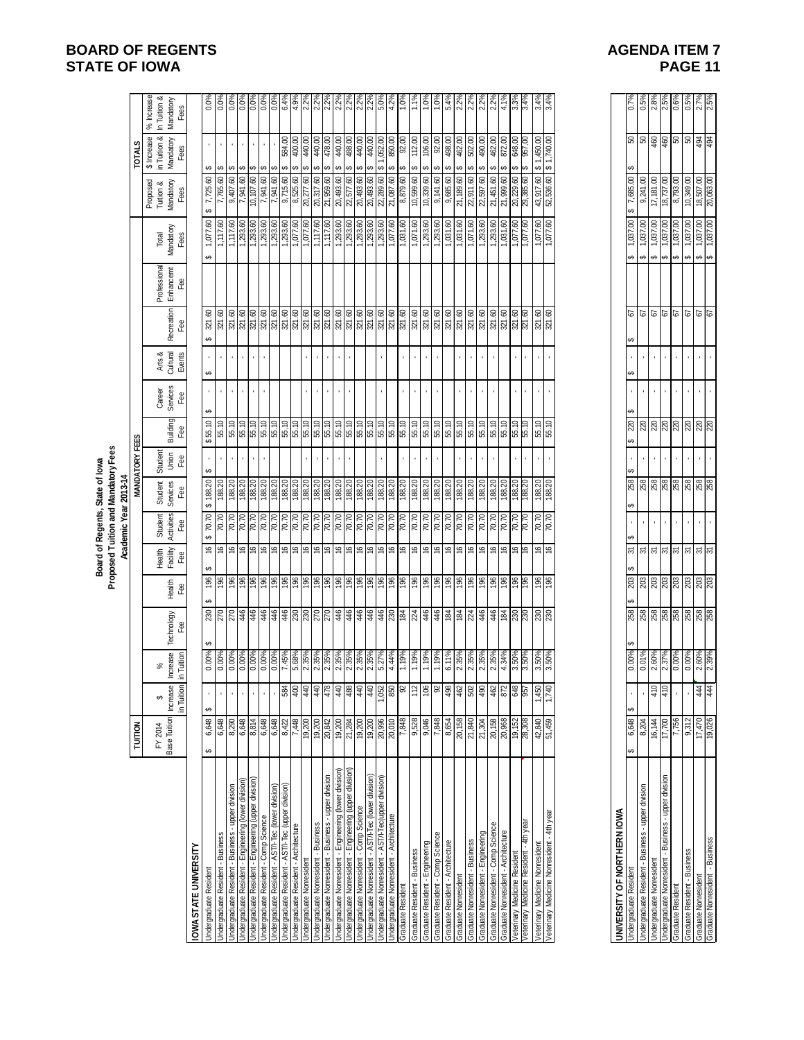**Board of Regents, State of Iowa**
**Proposed Tuition and Mandatory Fees**
**Academic Year 2013-14**

| | TUITION | | | MANDATORY FEES | | | | | | | | | | | | TOTALS | | | |
|---|---|---|---|---|---|---|---|---|---|---|---|---|---|---|---|---|---|---|---|
| | FY 2014 Base Tuition | $ Increase in Tuition | % Increase in Tuition | Technology Fee | Health Fee | Health Facility Fee | Student Activities Fee | Student Services Fee | Student Union Fee | Building Fee | Career Services Fee | Arts & Cultural Events | Recreation Fee | Professional Enhancement Fee | Total Mandatory Fees | Proposed Tuition & Mandatory Fees | $ Increase in Tuition & Mandatory Fees | % Increase in Tuition & Mandatory Fees |
| **IOWA STATE UNIVERSITY** | | | | | | | | | | | | | | | | | | |
| Undergraduate Resident | $ 6,648 | $ - | 0.00% | $ 230 | $ 196 | $ 16 | $ 70.70 | $ 188.20 | $ - | $ 55.10 | $ - | $ - | $ 321.60 | | $ 1,077.60 | $ 7,725.60 | $ - | 0.0% |
| Undergraduate Resident - Business | 6,648 | - | 0.00% | 270 | 196 | 16 | 70.70 | 188.20 | - | 55.10 | - | - | 321.60 | | 1,117.60 | 7,765.60 | $ - | 0.0% |
| Undergraduate Resident - Business - upper division | 8,290 | - | 0.00% | 270 | 196 | 16 | 70.70 | 188.20 | - | 55.10 | - | - | 321.60 | | 1,117.60 | 9,407.60 | $ - | 0.0% |
| Undergraduate Resident - Engineering (lower division) | 6,648 | - | 0.00% | 446 | 196 | 16 | 70.70 | 188.20 | - | 55.10 | - | - | 321.60 | | 1,293.60 | 7,941.60 | $ - | 0.0% |
| Undergraduate Resident - Engineering (upper division) | 8,814 | - | 0.00% | 446 | 196 | 16 | 70.70 | 188.20 | - | 55.10 | - | - | 321.60 | | 1,293.60 | 10,107.60 | $ - | 0.0% |
| Undergraduate Resident - Comp Science | 6,648 | - | 0.00% | 446 | 196 | 16 | 70.70 | 188.20 | - | 55.10 | - | - | 321.60 | | 1,293.60 | 7,941.60 | $ - | 0.0% |
| Undergraduate Resident - AST/I-Tec (lower division) | 6,648 | - | 0.00% | 446 | 196 | 16 | 70.70 | 188.20 | - | 55.10 | - | - | 321.60 | | 1,293.60 | 7,941.60 | $ - | 0.0% |
| Undergraduate Resident - AST/I-Tec (upper division) | 8,422 | 584 | 7.45% | 446 | 196 | 16 | 70.70 | 188.20 | | 55.10 | | | 321.60 | | 1,293.60 | 9,715.60 | $ 584.00 | 6.4% |
| Undergraduate Resident - Architecture | 7,448 | 400 | 5.68% | 230 | 196 | 16 | 70.70 | 188.20 | | 55.10 | | | 321.60 | | 1,077.60 | 8,525.60 | $ 400.00 | 4.9% |
| Undergraduate Nonresident | 19,200 | 440 | 2.35% | 230 | 196 | 16 | 70.70 | 188.20 | - | 55.10 | - | - | 321.60 | | 1,077.60 | 20,277.60 | $ 440.00 | 2.2% |
| Undergraduate Nonresident - Business | 19,200 | 440 | 2.35% | 270 | 196 | 16 | 70.70 | 188.20 | - | 55.10 | - | - | 321.60 | | 1,117.60 | 20,317.60 | $ 440.00 | 2.2% |
| Undergraduate Nonresident - Business - upper division | 20,842 | 478 | 2.35% | 270 | 196 | 16 | 70.70 | 188.20 | - | 55.10 | - | - | 321.60 | | 1,117.60 | 21,959.60 | $ 478.00 | 2.2% |
| Undergraduate Nonresident - Engineering (lower division) | 19,200 | 440 | 2.35% | 446 | 196 | 16 | 70.70 | 188.20 | - | 55.10 | - | - | 321.60 | | 1,293.60 | 20,493.60 | $ 440.00 | 2.2% |
| Undergraduate Nonresident - Engineering (upper division) | 21,284 | 488 | 2.35% | 446 | 196 | 16 | 70.70 | 188.20 | - | 55.10 | - | - | 321.60 | | 1,293.60 | 22,577.60 | $ 488.00 | 2.2% |
| Undergraduate Nonresident - Comp Science | 19,200 | 440 | 2.35% | 446 | 196 | 16 | 70.70 | 188.20 | | 55.10 | | | 321.60 | | 1,293.60 | 20,493.60 | $ 440.00 | 2.2% |
| Undergraduate Nonresident - AST/I-Tec (lower division) | 19,200 | 440 | 2.35% | 446 | 196 | 16 | 70.70 | 188.20 | | 55.10 | | | 321.60 | | 1,293.60 | 20,493.60 | $ 440.00 | 2.2% |
| Undergraduate Nonresident - AST/I-Tec(upper division) | 20,996 | 1,052 | 5.27% | 446 | 196 | 16 | 70.70 | 188.20 | - | 55.10 | - | - | 321.60 | | 1,293.60 | 22,289.60 | $ 1,052.00 | 5.0% |
| Undergraduate Nonresident - Architecture | 20,010 | 850 | 4.44% | 230 | 196 | 16 | 70.70 | 188.20 | | 55.10 | | | 321.60 | | 1,077.60 | 21,087.60 | $ 850.00 | 4.2% |
| Graduate Resident | 7,848 | 92 | 1.19% | 184 | 196 | 16 | 70.70 | 188.20 | - | 55.10 | - | - | 321.60 | | 1,031.60 | 8,879.60 | $ 92.00 | 1.0% |
| Graduate Resident - Business | 9,528 | 112 | 1.19% | 224 | 196 | 16 | 70.70 | 188.20 | - | 55.10 | - | - | 321.60 | | 1,071.60 | 10,599.60 | $ 112.00 | 1.1% |
| Graduate Resident - Engineering | 9,046 | 106 | 1.19% | 446 | 196 | 16 | 70.70 | 188.20 | - | 55.10 | - | - | 321.60 | | 1,293.60 | 10,339.60 | $ 106.00 | 1.0% |
| Graduate Resident - Comp Science | 7,848 | 92 | 1.19% | 446 | 196 | 16 | 70.70 | 188.20 | - | 55.10 | - | - | 321.60 | | 1,293.60 | 9,141.60 | $ 92.00 | 1.0% |
| Graduate Resident - Architecture | 8,654 | 498 | 6.11% | 184 | 196 | 16 | 70.70 | 188.20 | | 55.10 | | | 321.60 | | 1,031.60 | 9,685.60 | $ 498.00 | 5.4% |
| Graduate Nonresident | 20,158 | 462 | 2.35% | 184 | 196 | 16 | 70.70 | 188.20 | - | 55.10 | - | - | 321.60 | | 1,031.60 | 21,189.60 | $ 462.00 | 2.2% |
| Graduate Nonresident - Business | 21,840 | 502 | 2.35% | 224 | 196 | 16 | 70.70 | 188.20 | - | 55.10 | - | - | 321.60 | | 1,071.60 | 22,911.60 | $ 502.00 | 2.2% |
| Graduate Nonresident - Engineering | 21,304 | 490 | 2.35% | 446 | 196 | 16 | 70.70 | 188.20 | - | 55.10 | - | - | 321.60 | | 1,293.60 | 22,597.60 | $ 490.00 | 2.2% |
| Graduate Nonresident - Comp Science | 20,158 | 462 | 2.35% | 446 | 196 | 16 | 70.70 | 188.20 | - | 55.10 | - | - | 321.60 | | 1,293.60 | 21,451.60 | $ 462.00 | 2.2% |
| Graduate Nonresident - Architecture | 20,968 | 872 | 4.34% | 184 | 196 | 16 | 70.70 | 188.20 | | 55.10 | | | 321.60 | | 1,031.60 | 21,999.60 | $ 872.00 | 4.1% |
| Veterinary Medicine Resident | 19,152 | 648 | 3.50% | 230 | 196 | 16 | 70.70 | 188.20 | - | 55.10 | - | - | 321.60 | | 1,077.60 | 20,229.60 | $ 648.00 | 3.3% |
| Veterinary Medicine Resident - 4th year | 28,308 | 957 | 3.50% | 230 | 196 | 16 | 70.70 | 188.20 | | 55.10 | | | 321.60 | | 1,077.60 | 29,385.60 | $ 957.00 | 3.4% |
| Veterinary Medicine Nonresident | 42,840 | 1,450 | 3.50% | 230 | 196 | 16 | 70.70 | 188.20 | - | 55.10 | - | - | 321.60 | | 1,077.60 | 43,917.60 | $ 1,450.00 | 3.4% |
| Veterinary Medicine Nonresident - 4th year | 51,459 | 1,740 | 3.50% | 230 | 196 | 16 | 70.70 | 188.20 | - | 55.10 | - | - | 321.60 | | 1,077.60 | 52,536.60 | $ 1,740.00 | 3.4% |
| **UNIVERSITY OF NORTHERN IOWA** | | | | | | | | | | | | | | | | | | |
| Undergraduate Resident | $ 6,648 | $ - | 0.00% | $ 258 | $ 203 | $ 31 | $ - | $ 258 | $ - | $ 220 | $ - | $ - | $ 67 | | $ 1,037.00 | $ 7,685.00 | $ 50 | 0.7% |
| Undergraduate Resident - Business - upper division | 8,204 | - | 0.01% | 258 | 203 | 31 | - | 258 | - | 220 | - | - | 67 | | $ 1,037.00 | 9,241.00 | 50 | 0.5% |
| Undergraduate Nonresident | 16,144 | 410 | 2.60% | 258 | 203 | 31 | - | 258 | - | 220 | - | - | 67 | | $ 1,037.00 | 17,181.00 | 460 | 2.8% |
| Undergraduate Nonresident - Business - upper division | 17,700 | 410 | 2.37% | 258 | 203 | 31 | - | 258 | - | 220 | - | - | 67 | | $ 1,037.00 | 18,737.00 | 460 | 2.5% |
| Graduate Resident | 7,756 | - | 0.00% | 258 | 203 | 31 | - | 258 | - | 220 | - | - | 67 | | $ 1,037.00 | 8,793.00 | 50 | 0.6% |
| Graduate Resident - Business | 9,312 | - | 0.00% | 258 | 203 | 31 | - | 258 | - | 220 | - | - | 67 | | $ 1,037.00 | 10,349.00 | 50 | 0.5% |
| Graduate Nonresident | 17,470 | 444 | 2.60% | 258 | 203 | 31 | - | 258 | - | 220 | - | - | 67 | | $ 1,037.00 | 18,507.00 | 494 | 2.7% |
| Graduate Nonresident - Business | 19,026 | 444 | 2.39% | 258 | 203 | 31 | - | 258 | - | 220 | - | - | 67 | | $ 1,037.00 | 20,063.00 | 494 | 2.5% |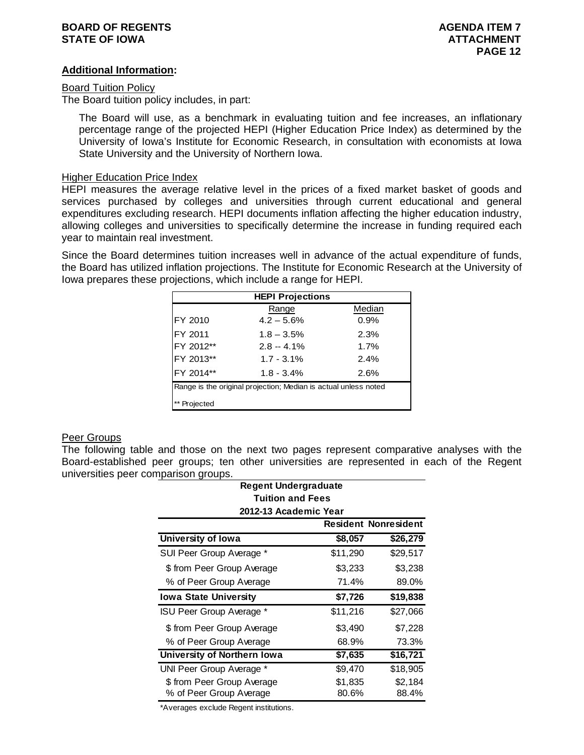**Additional Information:**

Board Tuition Policy

The Board tuition policy includes, in part:

> The Board will use, as a benchmark in evaluating tuition and fee increases, an inflationary percentage range of the projected HEPI (Higher Education Price Index) as determined by the University of Iowa's Institute for Economic Research, in consultation with economists at Iowa State University and the University of Northern Iowa.

Higher Education Price Index

HEPI measures the average relative level in the prices of a fixed market basket of goods and services purchased by colleges and universities through current educational and general expenditures excluding research. HEPI documents inflation affecting the higher education industry, allowing colleges and universities to specifically determine the increase in funding required each year to maintain real investment.

Since the Board determines tuition increases well in advance of the actual expenditure of funds, the Board has utilized inflation projections. The Institute for Economic Research at the University of Iowa prepares these projections, which include a range for HEPI.

| HEPI Projections | | |
|---|---|---|
| | Range | Median |
| FY 2010 | 4.2 – 5.6% | 0.9% |
| FY 2011 | 1.8 – 3.5% | 2.3% |
| FY 2012** | 2.8 -- 4.1% | 1.7% |
| FY 2013** | 1.7 - 3.1% | 2.4% |
| FY 2014** | 1.8 - 3.4% | 2.6% |

Range is the original projection; Median is actual unless noted

** Projected

Peer Groups

The following table and those on the next two pages represent comparative analyses with the Board-established peer groups; ten other universities are represented in each of the Regent universities peer comparison groups.

**Regent Undergraduate Tuition and Fees 2012-13 Academic Year**

| | Resident | Nonresident |
|---|---|---|
| **University of Iowa** | **$8,057** | **$26,279** |
| SUI Peer Group Average * | $11,290 | $29,517 |
| $ from Peer Group Average | $3,233 | $3,238 |
| % of Peer Group Average | 71.4% | 89.0% |
| **Iowa State University** | **$7,726** | **$19,838** |
| ISU Peer Group Average * | $11,216 | $27,066 |
| $ from Peer Group Average | $3,490 | $7,228 |
| % of Peer Group Average | 68.9% | 73.3% |
| **University of Northern Iowa** | **$7,635** | **$16,721** |
| UNI Peer Group Average * | $9,470 | $18,905 |
| $ from Peer Group Average | $1,835 | $2,184 |
| % of Peer Group Average | 80.6% | 88.4% |

*Averages exclude Regent institutions.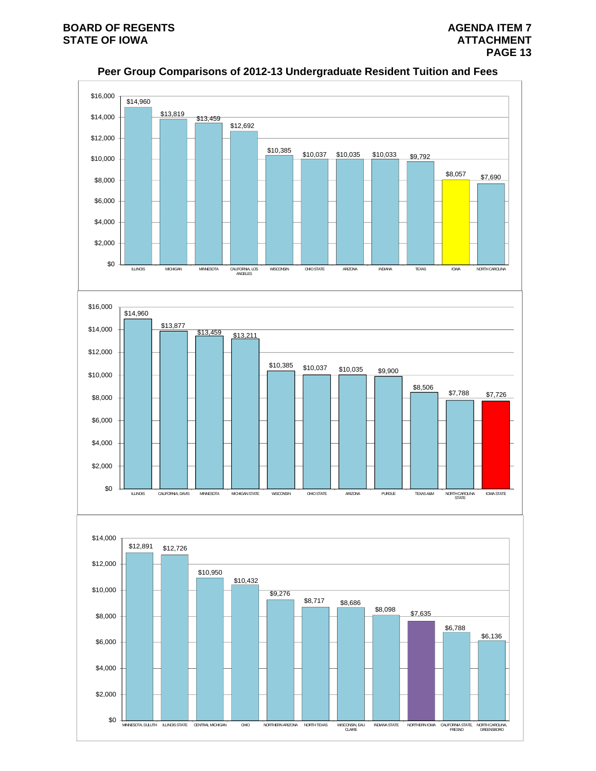## Peer Group Comparisons of 2012-13 Undergraduate Resident Tuition and Fees

| Institution | Tuition and Fees |
|---|---|
| ILLINOIS | $14,960 |
| MICHIGAN | $13,819 |
| MINNESOTA | $13,459 |
| CALIFORNIA, LOS ANGELES | $12,692 |
| WISCONSIN | $10,385 |
| OHIO STATE | $10,037 |
| ARIZONA | $10,035 |
| INDIANA | $10,033 |
| TEXAS | $9,792 |
| IOWA | $8,057 |
| NORTH CAROLINA | $7,690 |

| Institution | Tuition and Fees |
|---|---|
| ILLINOIS | $14,960 |
| CALIFORNIA, DAVIS | $13,877 |
| MINNESOTA | $13,459 |
| MICHIGAN STATE | $13,211 |
| WISCONSIN | $10,385 |
| OHIO STATE | $10,037 |
| ARIZONA | $10,035 |
| PURDUE | $9,900 |
| TEXAS A&M | $8,506 |
| NORTH CAROLINA STATE | $7,788 |
| IOWA STATE | $7,726 |

| Institution | Tuition and Fees |
|---|---|
| MINNESOTA, DULUTH | $12,891 |
| ILLINOIS STATE | $12,726 |
| CENTRAL MICHIGAN | $10,950 |
| OHIO | $10,432 |
| NORTHERN ARIZONA | $9,276 |
| NORTH TEXAS | $8,717 |
| WISCONSIN, EAU CLAIRE | $8,686 |
| INDIANA STATE | $8,098 |
| NORTHERN IOWA | $7,635 |
| CALIFORNIA STATE, FRESNO | $6,788 |
| NORTH CAROLINA, GREENSBORO | $6,136 |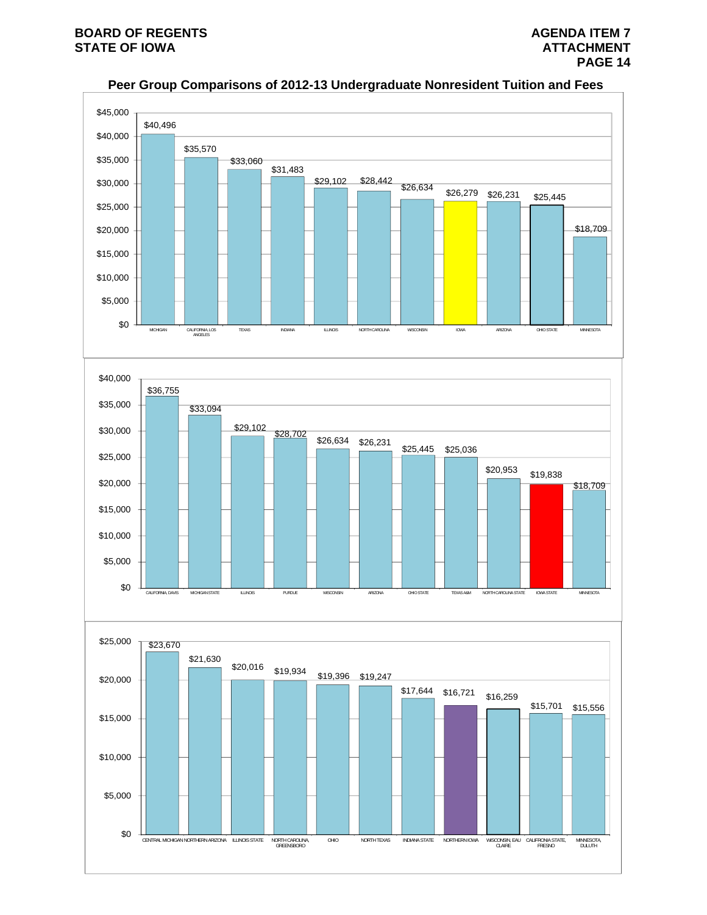# Peer Group Comparisons of 2012-13 Undergraduate Nonresident Tuition and Fees

| Institution | Tuition and Fees |
|---|---|
| MICHIGAN | $40,496 |
| CALIFORNIA, LOS ANGELES | $35,570 |
| TEXAS | $33,060 |
| INDIANA | $31,483 |
| ILLINOIS | $29,102 |
| NORTH CAROLINA | $28,442 |
| WISCONSIN | $26,634 |
| IOWA | $26,279 |
| ARIZONA | $26,231 |
| OHIO STATE | $25,445 |
| MINNESOTA | $18,709 |

| Institution | Tuition and Fees |
|---|---|
| CALIFORNIA, DAVIS | $36,755 |
| MICHIGAN STATE | $33,094 |
| ILLINOIS | $29,102 |
| PURDUE | $28,702 |
| WISCONSIN | $26,634 |
| ARIZONA | $26,231 |
| OHIO STATE | $25,445 |
| TEXAS A&M | $25,036 |
| NORTH CAROLINA STATE | $20,953 |
| IOWA STATE | $19,838 |
| MINNESOTA | $18,709 |

| Institution | Tuition and Fees |
|---|---|
| CENTRAL MICHIGAN | $23,670 |
| NORTHERN ARIZONA | $21,630 |
| ILLINOIS STATE | $20,016 |
| NORTH CAROLINA, GREENSBORO | $19,934 |
| OHIO | $19,396 |
| NORTH TEXAS | $19,247 |
| INDIANA STATE | $17,644 |
| NORTHERN IOWA | $16,721 |
| WISCONSIN, EAU CLAIRE | $16,259 |
| CALIFORNIA STATE, FRESNO | $15,701 |
| MINNESOTA, DULUTH | $15,556 |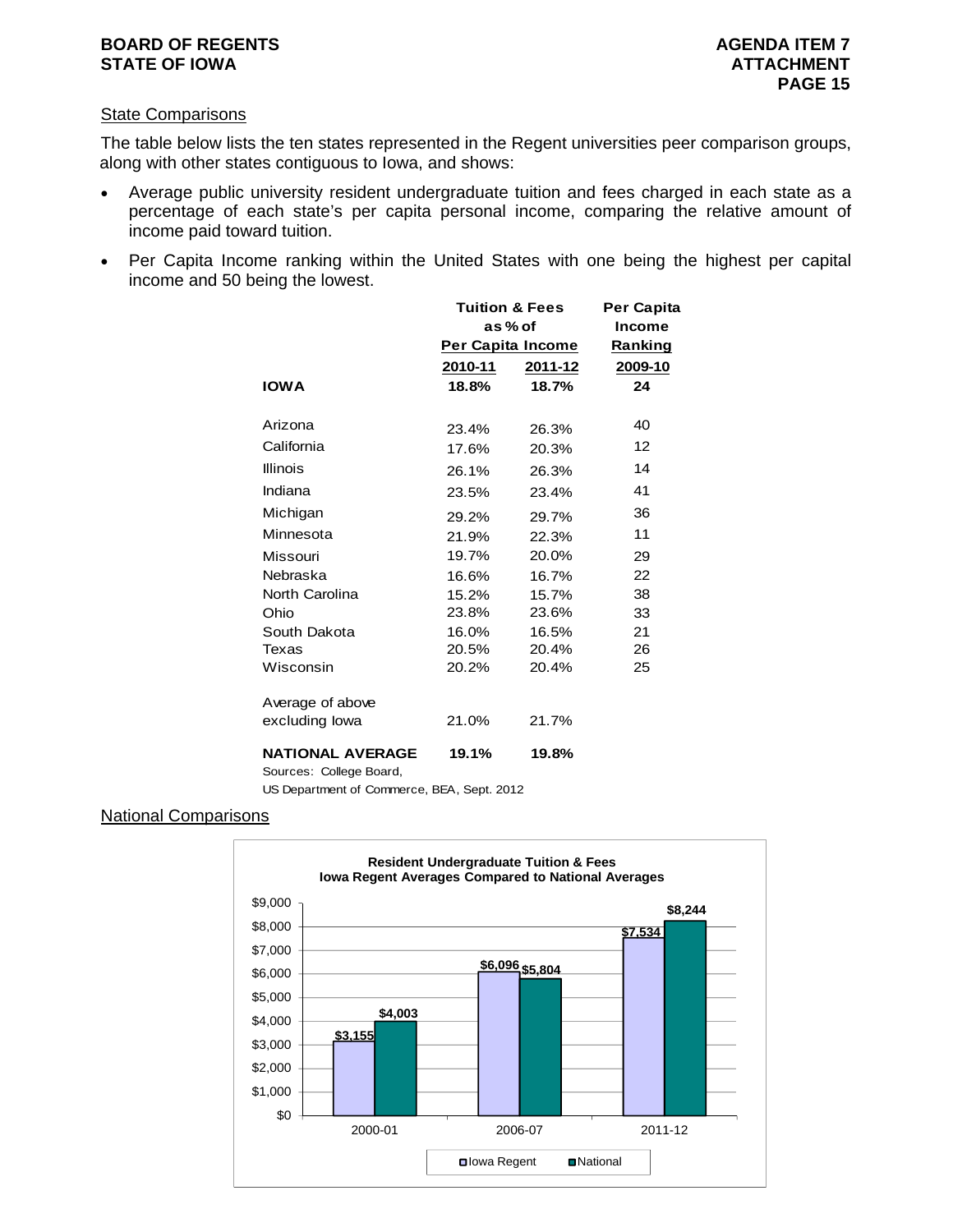## State Comparisons

The table below lists the ten states represented in the Regent universities peer comparison groups, along with other states contiguous to Iowa, and shows:

- Average public university resident undergraduate tuition and fees charged in each state as a percentage of each state's per capita personal income, comparing the relative amount of income paid toward tuition.
- Per Capita Income ranking within the United States with one being the highest per capital income and 50 being the lowest.

| | Tuition & Fees as % of Per Capita Income | | Per Capita Income Ranking |
|---|---|---|---|
| | 2010-11 | 2011-12 | 2009-10 |
| **IOWA** | **18.8%** | **18.7%** | **24** |
| Arizona | 23.4% | 26.3% | 40 |
| California | 17.6% | 20.3% | 12 |
| Illinois | 26.1% | 26.3% | 14 |
| Indiana | 23.5% | 23.4% | 41 |
| Michigan | 29.2% | 29.7% | 36 |
| Minnesota | 21.9% | 22.3% | 11 |
| Missouri | 19.7% | 20.0% | 29 |
| Nebraska | 16.6% | 16.7% | 22 |
| North Carolina | 15.2% | 15.7% | 38 |
| Ohio | 23.8% | 23.6% | 33 |
| South Dakota | 16.0% | 16.5% | 21 |
| Texas | 20.5% | 20.4% | 26 |
| Wisconsin | 20.2% | 20.4% | 25 |
| Average of above excluding Iowa | 21.0% | 21.7% | |
| **NATIONAL AVERAGE** | **19.1%** | **19.8%** | |

Sources: College Board,
US Department of Commerce, BEA, Sept. 2012

## National Comparisons

Resident Undergraduate Tuition & Fees
Iowa Regent Averages Compared to National Averages

$9,000
$8,000
$7,000
$6,000
$5,000
$4,000
$3,000
$2,000
$1,000
$0

2000-01: $3,155 $4,003
2006-07: $6,096 $5,804
2011-12: $7,534 $8,244

Iowa Regent
National